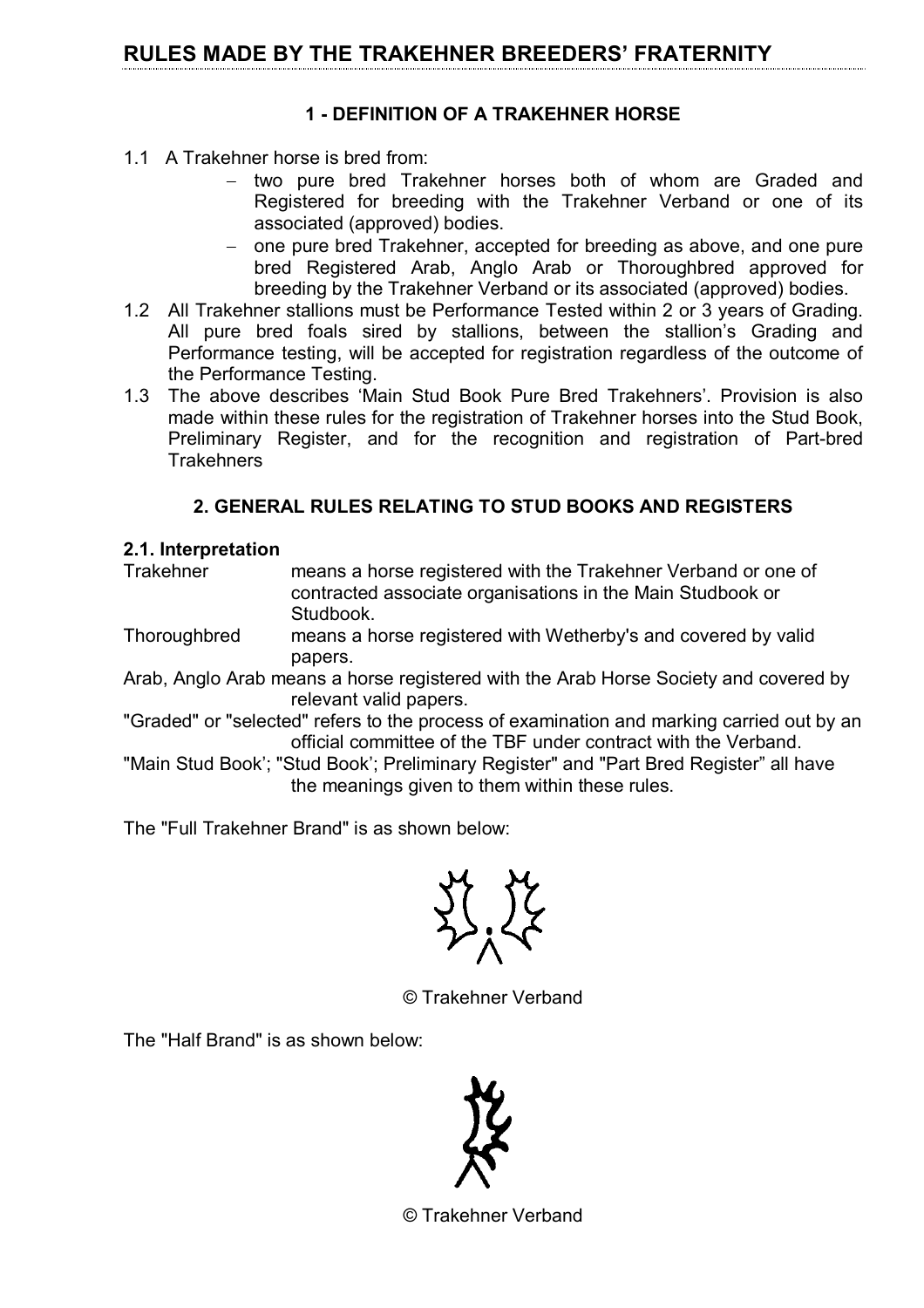# RULES MADE BY THE TRAKEHNER BREEDERS' FRATERNITY

## 1 - DEFINITION OF A TRAKEHNER HORSE

1.1 A Trakehner horse is bred from:

- two pure bred Trakehner horses both of whom are Graded and Registered for breeding with the Trakehner Verband or one of its associated (approved) bodies.
- one pure bred Trakehner, accepted for breeding as above, and one pure bred Registered Arab, Anglo Arab or Thoroughbred approved for breeding by the Trakehner Verband or its associated (approved) bodies.

1.2 All Trakehner stallions must be Performance Tested within 2 or 3 years of Grading. All pure bred foals sired by stallions, between the stallion's Grading and Performance testing, will be accepted for registration regardless of the outcome of the Performance Testing.

1.3 The above describes 'Main Stud Book Pure Bred Trakehners'. Provision is also made within these rules for the registration of Trakehner horses into the Stud Book, Preliminary Register, and for the recognition and registration of Part-bred Trakehners

## 2. GENERAL RULES RELATING TO STUD BOOKS AND REGISTERS

### 2.1. Interpretation

Trakehner means a horse registered with the Trakehner Verband or one of contracted associate organisations in the Main Studbook or Studbook.

Thoroughbred means a horse registered with Wetherby's and covered by valid papers.

Arab, Anglo Arab means a horse registered with the Arab Horse Society and covered by relevant valid papers.

"Graded" or "selected" refers to the process of examination and marking carried out by an official committee of the TBF under contract with the Verband.

"Main Stud Book'; "Stud Book'; Preliminary Register" and "Part Bred Register" all have the meanings given to them within these rules.

The "Full Trakehner Brand" is as shown below:

© Trakehner Verband

The "Half Brand" is as shown below:

© Trakehner Verband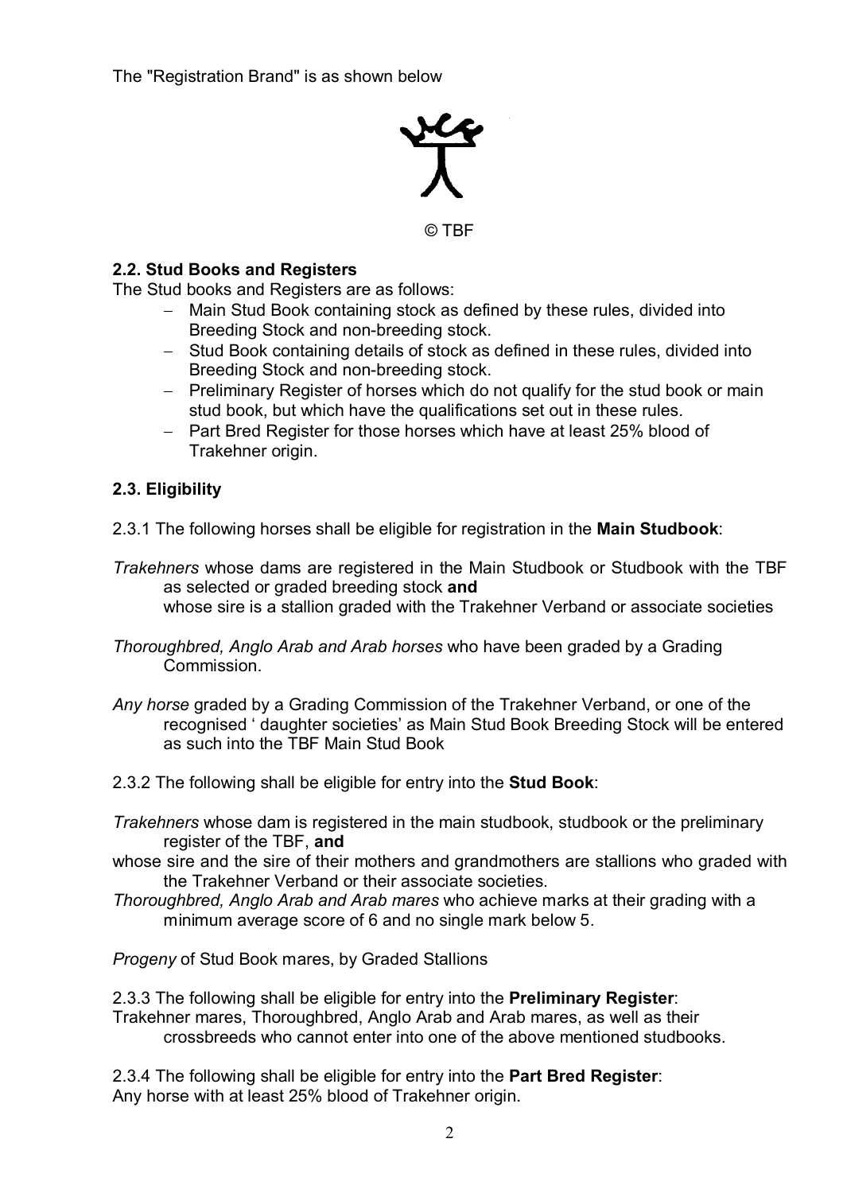The "Registration Brand" is as shown below

© TBF

### 2.2. Stud Books and Registers

The Stud books and Registers are as follows:

- Main Stud Book containing stock as defined by these rules, divided into Breeding Stock and non-breeding stock.
- Stud Book containing details of stock as defined in these rules, divided into Breeding Stock and non-breeding stock.
- Preliminary Register of horses which do not qualify for the stud book or main stud book, but which have the qualifications set out in these rules.
- Part Bred Register for those horses which have at least 25% blood of Trakehner origin.

### 2.3. Eligibility

2.3.1 The following horses shall be eligible for registration in the **Main Studbook**:

*Trakehners* whose dams are registered in the Main Studbook or Studbook with the TBF as selected or graded breeding stock **and** whose sire is a stallion graded with the Trakehner Verband or associate societies

*Thoroughbred, Anglo Arab and Arab horses* who have been graded by a Grading Commission.

*Any horse* graded by a Grading Commission of the Trakehner Verband, or one of the recognised ' daughter societies' as Main Stud Book Breeding Stock will be entered as such into the TBF Main Stud Book

2.3.2 The following shall be eligible for entry into the **Stud Book**:

*Trakehners* whose dam is registered in the main studbook, studbook or the preliminary register of the TBF, **and**
whose sire and the sire of their mothers and grandmothers are stallions who graded with the Trakehner Verband or their associate societies.
*Thoroughbred, Anglo Arab and Arab mares* who achieve marks at their grading with a minimum average score of 6 and no single mark below 5.

*Progeny* of Stud Book mares, by Graded Stallions

2.3.3 The following shall be eligible for entry into the **Preliminary Register**:
Trakehner mares, Thoroughbred, Anglo Arab and Arab mares, as well as their crossbreeds who cannot enter into one of the above mentioned studbooks.

2.3.4 The following shall be eligible for entry into the **Part Bred Register**:
Any horse with at least 25% blood of Trakehner origin.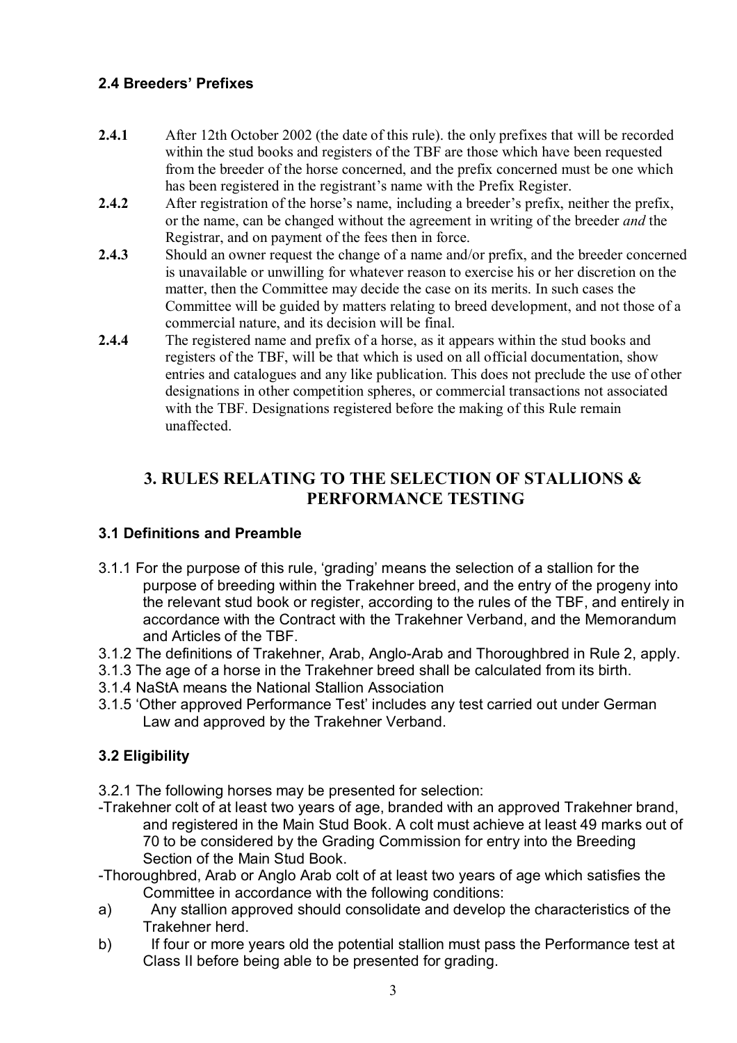### 2.4 Breeders' Prefixes

**2.4.1** After 12th October 2002 (the date of this rule). the only prefixes that will be recorded within the stud books and registers of the TBF are those which have been requested from the breeder of the horse concerned, and the prefix concerned must be one which has been registered in the registrant's name with the Prefix Register.

**2.4.2** After registration of the horse's name, including a breeder's prefix, neither the prefix, or the name, can be changed without the agreement in writing of the breeder *and* the Registrar, and on payment of the fees then in force.

**2.4.3** Should an owner request the change of a name and/or prefix, and the breeder concerned is unavailable or unwilling for whatever reason to exercise his or her discretion on the matter, then the Committee may decide the case on its merits. In such cases the Committee will be guided by matters relating to breed development, and not those of a commercial nature, and its decision will be final.

**2.4.4** The registered name and prefix of a horse, as it appears within the stud books and registers of the TBF, will be that which is used on all official documentation, show entries and catalogues and any like publication. This does not preclude the use of other designations in other competition spheres, or commercial transactions not associated with the TBF. Designations registered before the making of this Rule remain unaffected.

## 3. RULES RELATING TO THE SELECTION OF STALLIONS & PERFORMANCE TESTING

### 3.1 Definitions and Preamble

3.1.1 For the purpose of this rule, 'grading' means the selection of a stallion for the purpose of breeding within the Trakehner breed, and the entry of the progeny into the relevant stud book or register, according to the rules of the TBF, and entirely in accordance with the Contract with the Trakehner Verband, and the Memorandum and Articles of the TBF.

3.1.2 The definitions of Trakehner, Arab, Anglo-Arab and Thoroughbred in Rule 2, apply.

3.1.3 The age of a horse in the Trakehner breed shall be calculated from its birth.

3.1.4 NaStA means the National Stallion Association

3.1.5 'Other approved Performance Test' includes any test carried out under German Law and approved by the Trakehner Verband.

### 3.2 Eligibility

3.2.1 The following horses may be presented for selection:

-Trakehner colt of at least two years of age, branded with an approved Trakehner brand, and registered in the Main Stud Book. A colt must achieve at least 49 marks out of 70 to be considered by the Grading Commission for entry into the Breeding Section of the Main Stud Book.

-Thoroughbred, Arab or Anglo Arab colt of at least two years of age which satisfies the Committee in accordance with the following conditions:

a) Any stallion approved should consolidate and develop the characteristics of the Trakehner herd.

b) If four or more years old the potential stallion must pass the Performance test at Class II before being able to be presented for grading.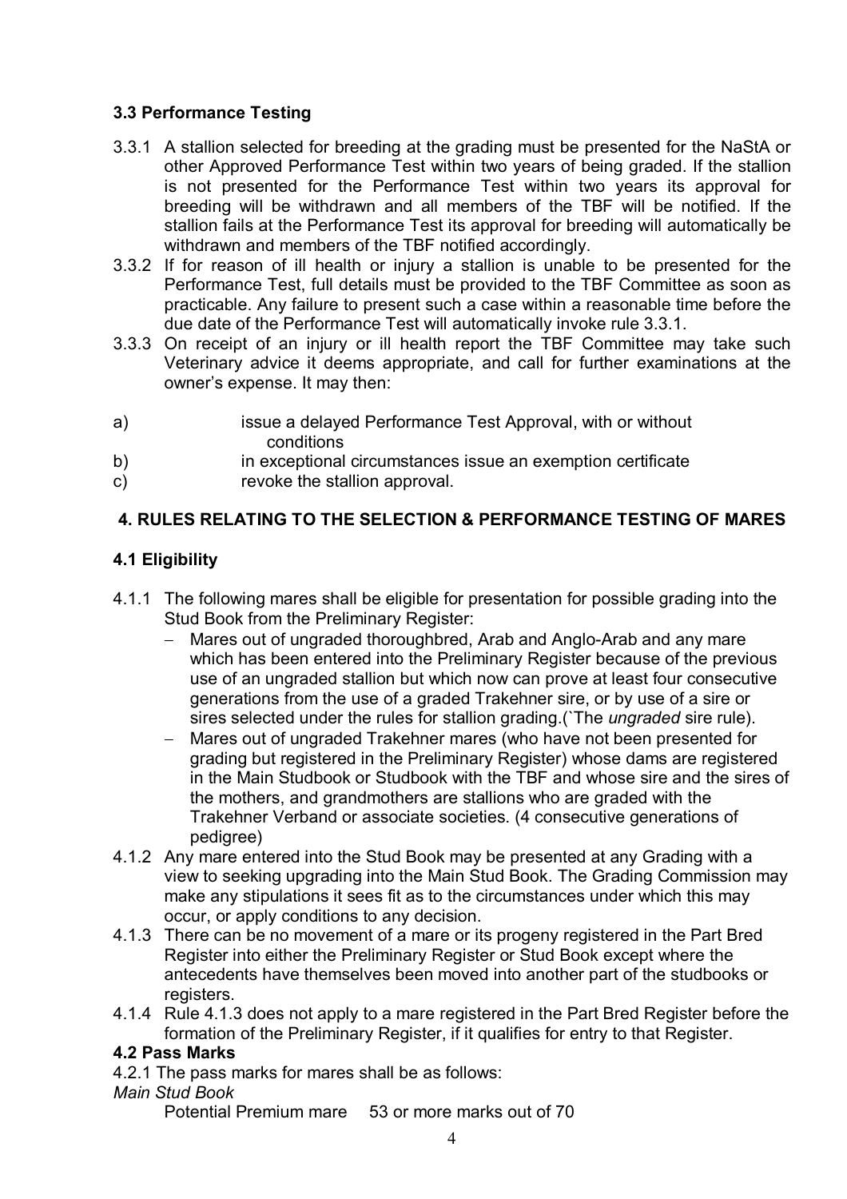### 3.3 Performance Testing

3.3.1 A stallion selected for breeding at the grading must be presented for the NaStA or other Approved Performance Test within two years of being graded. If the stallion is not presented for the Performance Test within two years its approval for breeding will be withdrawn and all members of the TBF will be notified. If the stallion fails at the Performance Test its approval for breeding will automatically be withdrawn and members of the TBF notified accordingly.

3.3.2 If for reason of ill health or injury a stallion is unable to be presented for the Performance Test, full details must be provided to the TBF Committee as soon as practicable. Any failure to present such a case within a reasonable time before the due date of the Performance Test will automatically invoke rule 3.3.1.

3.3.3 On receipt of an injury or ill health report the TBF Committee may take such Veterinary advice it deems appropriate, and call for further examinations at the owner's expense. It may then:

a) issue a delayed Performance Test Approval, with or without conditions

b) in exceptional circumstances issue an exemption certificate

c) revoke the stallion approval.

## 4. RULES RELATING TO THE SELECTION & PERFORMANCE TESTING OF MARES

### 4.1 Eligibility

4.1.1 The following mares shall be eligible for presentation for possible grading into the Stud Book from the Preliminary Register:

- Mares out of ungraded thoroughbred, Arab and Anglo-Arab and any mare which has been entered into the Preliminary Register because of the previous use of an ungraded stallion but which now can prove at least four consecutive generations from the use of a graded Trakehner sire, or by use of a sire or sires selected under the rules for stallion grading.(`The *ungraded* sire rule).
- Mares out of ungraded Trakehner mares (who have not been presented for grading but registered in the Preliminary Register) whose dams are registered in the Main Studbook or Studbook with the TBF and whose sire and the sires of the mothers, and grandmothers are stallions who are graded with the Trakehner Verband or associate societies. (4 consecutive generations of pedigree)

4.1.2 Any mare entered into the Stud Book may be presented at any Grading with a view to seeking upgrading into the Main Stud Book. The Grading Commission may make any stipulations it sees fit as to the circumstances under which this may occur, or apply conditions to any decision.

4.1.3 There can be no movement of a mare or its progeny registered in the Part Bred Register into either the Preliminary Register or Stud Book except where the antecedents have themselves been moved into another part of the studbooks or registers.

4.1.4 Rule 4.1.3 does not apply to a mare registered in the Part Bred Register before the formation of the Preliminary Register, if it qualifies for entry to that Register.

### 4.2 Pass Marks

4.2.1 The pass marks for mares shall be as follows:

*Main Stud Book*

Potential Premium mare 53 or more marks out of 70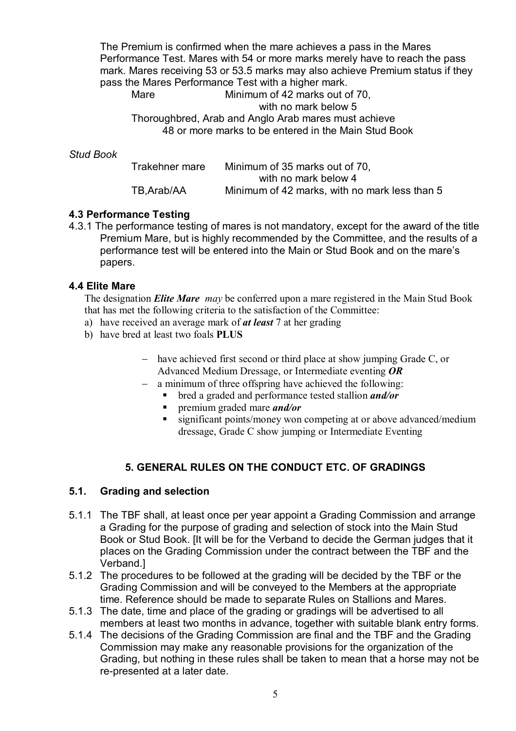The Premium is confirmed when the mare achieves a pass in the Mares Performance Test. Mares with 54 or more marks merely have to reach the pass mark. Mares receiving 53 or 53.5 marks may also achieve Premium status if they pass the Mares Performance Test with a higher mark.

| | |
|---|---|
| Mare | Minimum of 42 marks out of 70, with no mark below 5 |

Thoroughbred, Arab and Anglo Arab mares must achieve 48 or more marks to be entered in the Main Stud Book

*Stud Book*

| | |
|---|---|
| Trakehner mare | Minimum of 35 marks out of 70, with no mark below 4 |
| TB,Arab/AA | Minimum of 42 marks, with no mark less than 5 |

### 4.3 Performance Testing

4.3.1 The performance testing of mares is not mandatory, except for the award of the title Premium Mare, but is highly recommended by the Committee, and the results of a performance test will be entered into the Main or Stud Book and on the mare's papers.

### 4.4 Elite Mare

The designation ***Elite Mare*** *may* be conferred upon a mare registered in the Main Stud Book that has met the following criteria to the satisfaction of the Committee:

a) have received an average mark of ***at least*** 7 at her grading
b) have bred at least two foals **PLUS**

- have achieved first second or third place at show jumping Grade C, or Advanced Medium Dressage, or Intermediate eventing ***OR***
- a minimum of three offspring have achieved the following:
  - bred a graded and performance tested stallion ***and/or***
  - premium graded mare ***and/or***
  - significant points/money won competing at or above advanced/medium dressage, Grade C show jumping or Intermediate Eventing

## 5. GENERAL RULES ON THE CONDUCT ETC. OF GRADINGS

### 5.1. Grading and selection

5.1.1 The TBF shall, at least once per year appoint a Grading Commission and arrange a Grading for the purpose of grading and selection of stock into the Main Stud Book or Stud Book. [It will be for the Verband to decide the German judges that it places on the Grading Commission under the contract between the TBF and the Verband.]

5.1.2 The procedures to be followed at the grading will be decided by the TBF or the Grading Commission and will be conveyed to the Members at the appropriate time. Reference should be made to separate Rules on Stallions and Mares.

5.1.3 The date, time and place of the grading or gradings will be advertised to all members at least two months in advance, together with suitable blank entry forms.

5.1.4 The decisions of the Grading Commission are final and the TBF and the Grading Commission may make any reasonable provisions for the organization of the Grading, but nothing in these rules shall be taken to mean that a horse may not be re-presented at a later date.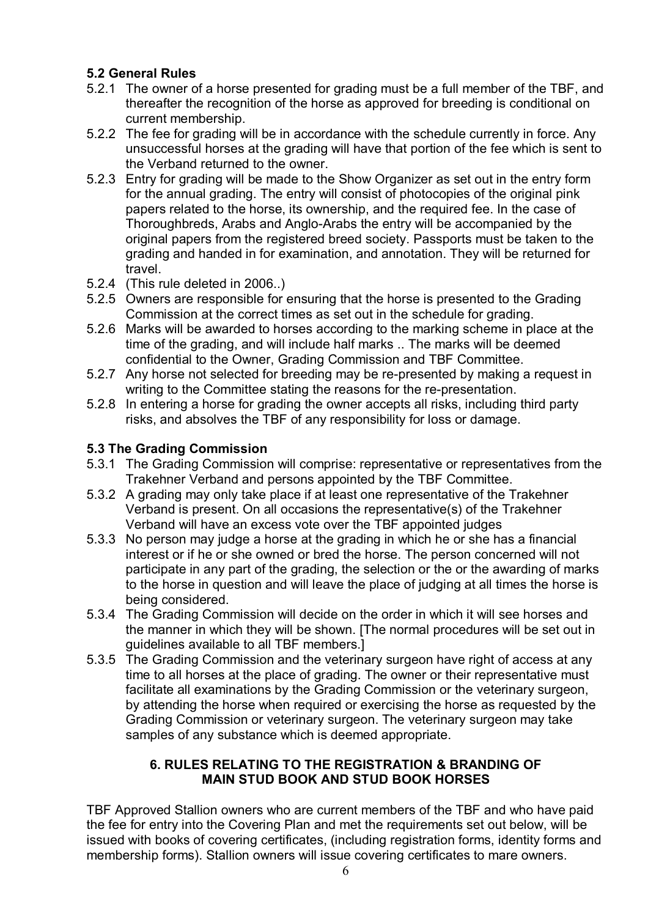### 5.2 General Rules

5.2.1 The owner of a horse presented for grading must be a full member of the TBF, and thereafter the recognition of the horse as approved for breeding is conditional on current membership.

5.2.2 The fee for grading will be in accordance with the schedule currently in force. Any unsuccessful horses at the grading will have that portion of the fee which is sent to the Verband returned to the owner.

5.2.3 Entry for grading will be made to the Show Organizer as set out in the entry form for the annual grading. The entry will consist of photocopies of the original pink papers related to the horse, its ownership, and the required fee. In the case of Thoroughbreds, Arabs and Anglo-Arabs the entry will be accompanied by the original papers from the registered breed society. Passports must be taken to the grading and handed in for examination, and annotation. They will be returned for travel.

5.2.4 (This rule deleted in 2006..)

5.2.5 Owners are responsible for ensuring that the horse is presented to the Grading Commission at the correct times as set out in the schedule for grading.

5.2.6 Marks will be awarded to horses according to the marking scheme in place at the time of the grading, and will include half marks .. The marks will be deemed confidential to the Owner, Grading Commission and TBF Committee.

5.2.7 Any horse not selected for breeding may be re-presented by making a request in writing to the Committee stating the reasons for the re-presentation.

5.2.8 In entering a horse for grading the owner accepts all risks, including third party risks, and absolves the TBF of any responsibility for loss or damage.

### 5.3 The Grading Commission

5.3.1 The Grading Commission will comprise: representative or representatives from the Trakehner Verband and persons appointed by the TBF Committee.

5.3.2 A grading may only take place if at least one representative of the Trakehner Verband is present. On all occasions the representative(s) of the Trakehner Verband will have an excess vote over the TBF appointed judges

5.3.3 No person may judge a horse at the grading in which he or she has a financial interest or if he or she owned or bred the horse. The person concerned will not participate in any part of the grading, the selection or the or the awarding of marks to the horse in question and will leave the place of judging at all times the horse is being considered.

5.3.4 The Grading Commission will decide on the order in which it will see horses and the manner in which they will be shown. [The normal procedures will be set out in guidelines available to all TBF members.]

5.3.5 The Grading Commission and the veterinary surgeon have right of access at any time to all horses at the place of grading. The owner or their representative must facilitate all examinations by the Grading Commission or the veterinary surgeon, by attending the horse when required or exercising the horse as requested by the Grading Commission or veterinary surgeon. The veterinary surgeon may take samples of any substance which is deemed appropriate.

## 6. RULES RELATING TO THE REGISTRATION & BRANDING OF MAIN STUD BOOK AND STUD BOOK HORSES

TBF Approved Stallion owners who are current members of the TBF and who have paid the fee for entry into the Covering Plan and met the requirements set out below, will be issued with books of covering certificates, (including registration forms, identity forms and membership forms). Stallion owners will issue covering certificates to mare owners.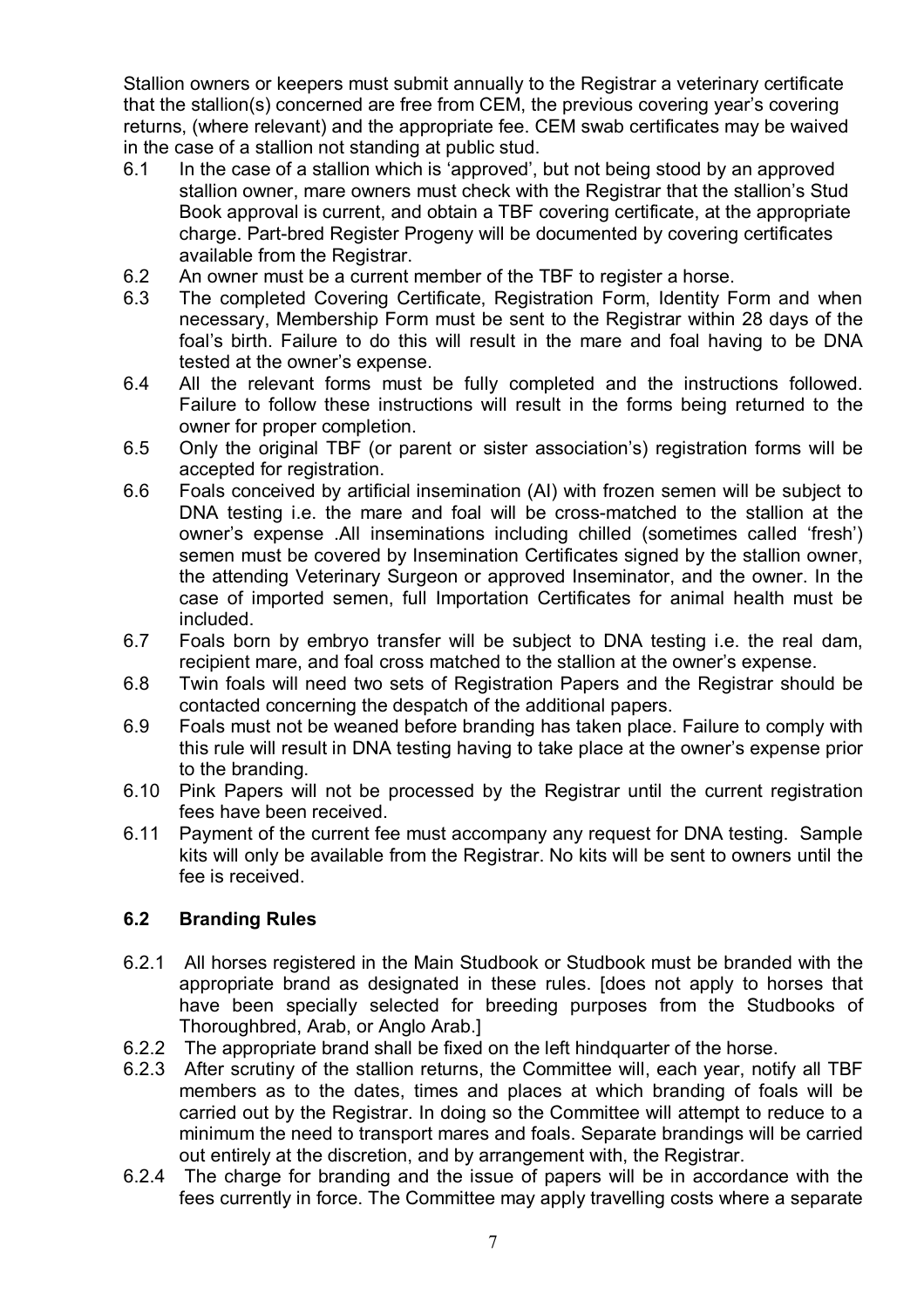Stallion owners or keepers must submit annually to the Registrar a veterinary certificate that the stallion(s) concerned are free from CEM, the previous covering year's covering returns, (where relevant) and the appropriate fee. CEM swab certificates may be waived in the case of a stallion not standing at public stud.

6.1 In the case of a stallion which is 'approved', but not being stood by an approved stallion owner, mare owners must check with the Registrar that the stallion's Stud Book approval is current, and obtain a TBF covering certificate, at the appropriate charge. Part-bred Register Progeny will be documented by covering certificates available from the Registrar.

6.2 An owner must be a current member of the TBF to register a horse.

6.3 The completed Covering Certificate, Registration Form, Identity Form and when necessary, Membership Form must be sent to the Registrar within 28 days of the foal's birth. Failure to do this will result in the mare and foal having to be DNA tested at the owner's expense.

6.4 All the relevant forms must be fully completed and the instructions followed. Failure to follow these instructions will result in the forms being returned to the owner for proper completion.

6.5 Only the original TBF (or parent or sister association's) registration forms will be accepted for registration.

6.6 Foals conceived by artificial insemination (AI) with frozen semen will be subject to DNA testing i.e. the mare and foal will be cross-matched to the stallion at the owner's expense .All inseminations including chilled (sometimes called 'fresh') semen must be covered by Insemination Certificates signed by the stallion owner, the attending Veterinary Surgeon or approved Inseminator, and the owner. In the case of imported semen, full Importation Certificates for animal health must be included.

6.7 Foals born by embryo transfer will be subject to DNA testing i.e. the real dam, recipient mare, and foal cross matched to the stallion at the owner's expense.

6.8 Twin foals will need two sets of Registration Papers and the Registrar should be contacted concerning the despatch of the additional papers.

6.9 Foals must not be weaned before branding has taken place. Failure to comply with this rule will result in DNA testing having to take place at the owner's expense prior to the branding.

6.10 Pink Papers will not be processed by the Registrar until the current registration fees have been received.

6.11 Payment of the current fee must accompany any request for DNA testing. Sample kits will only be available from the Registrar. No kits will be sent to owners until the fee is received.

## 6.2 Branding Rules

6.2.1 All horses registered in the Main Studbook or Studbook must be branded with the appropriate brand as designated in these rules. [does not apply to horses that have been specially selected for breeding purposes from the Studbooks of Thoroughbred, Arab, or Anglo Arab.]

6.2.2 The appropriate brand shall be fixed on the left hindquarter of the horse.

6.2.3 After scrutiny of the stallion returns, the Committee will, each year, notify all TBF members as to the dates, times and places at which branding of foals will be carried out by the Registrar. In doing so the Committee will attempt to reduce to a minimum the need to transport mares and foals. Separate brandings will be carried out entirely at the discretion, and by arrangement with, the Registrar.

6.2.4 The charge for branding and the issue of papers will be in accordance with the fees currently in force. The Committee may apply travelling costs where a separate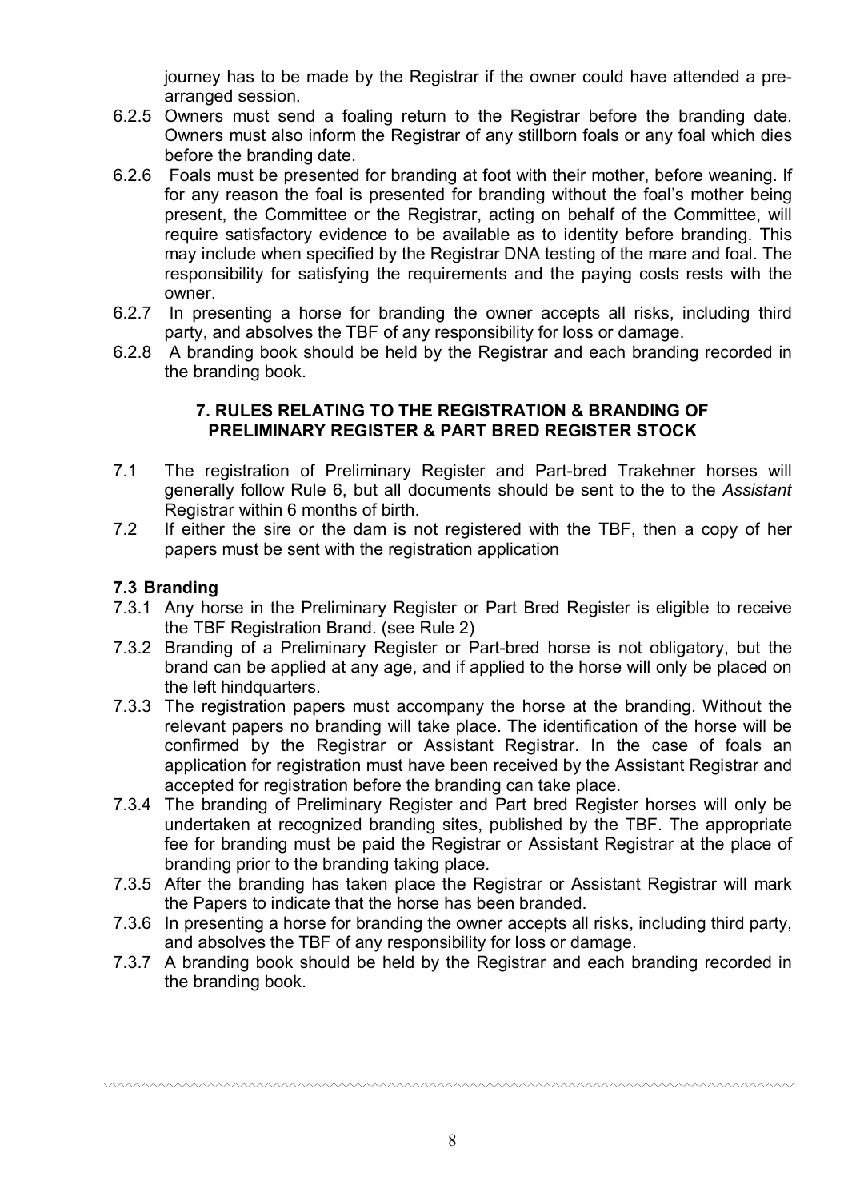journey has to be made by the Registrar if the owner could have attended a pre-arranged session.

6.2.5 Owners must send a foaling return to the Registrar before the branding date. Owners must also inform the Registrar of any stillborn foals or any foal which dies before the branding date.

6.2.6 Foals must be presented for branding at foot with their mother, before weaning. If for any reason the foal is presented for branding without the foal's mother being present, the Committee or the Registrar, acting on behalf of the Committee, will require satisfactory evidence to be available as to identity before branding. This may include when specified by the Registrar DNA testing of the mare and foal. The responsibility for satisfying the requirements and the paying costs rests with the owner.

6.2.7 In presenting a horse for branding the owner accepts all risks, including third party, and absolves the TBF of any responsibility for loss or damage.

6.2.8 A branding book should be held by the Registrar and each branding recorded in the branding book.

## 7. RULES RELATING TO THE REGISTRATION & BRANDING OF PRELIMINARY REGISTER & PART BRED REGISTER STOCK

7.1 The registration of Preliminary Register and Part-bred Trakehner horses will generally follow Rule 6, but all documents should be sent to the to the *Assistant* Registrar within 6 months of birth.

7.2 If either the sire or the dam is not registered with the TBF, then a copy of her papers must be sent with the registration application

### 7.3 Branding

7.3.1 Any horse in the Preliminary Register or Part Bred Register is eligible to receive the TBF Registration Brand. (see Rule 2)

7.3.2 Branding of a Preliminary Register or Part-bred horse is not obligatory, but the brand can be applied at any age, and if applied to the horse will only be placed on the left hindquarters.

7.3.3 The registration papers must accompany the horse at the branding. Without the relevant papers no branding will take place. The identification of the horse will be confirmed by the Registrar or Assistant Registrar. In the case of foals an application for registration must have been received by the Assistant Registrar and accepted for registration before the branding can take place.

7.3.4 The branding of Preliminary Register and Part bred Register horses will only be undertaken at recognized branding sites, published by the TBF. The appropriate fee for branding must be paid the Registrar or Assistant Registrar at the place of branding prior to the branding taking place.

7.3.5 After the branding has taken place the Registrar or Assistant Registrar will mark the Papers to indicate that the horse has been branded.

7.3.6 In presenting a horse for branding the owner accepts all risks, including third party, and absolves the TBF of any responsibility for loss or damage.

7.3.7 A branding book should be held by the Registrar and each branding recorded in the branding book.